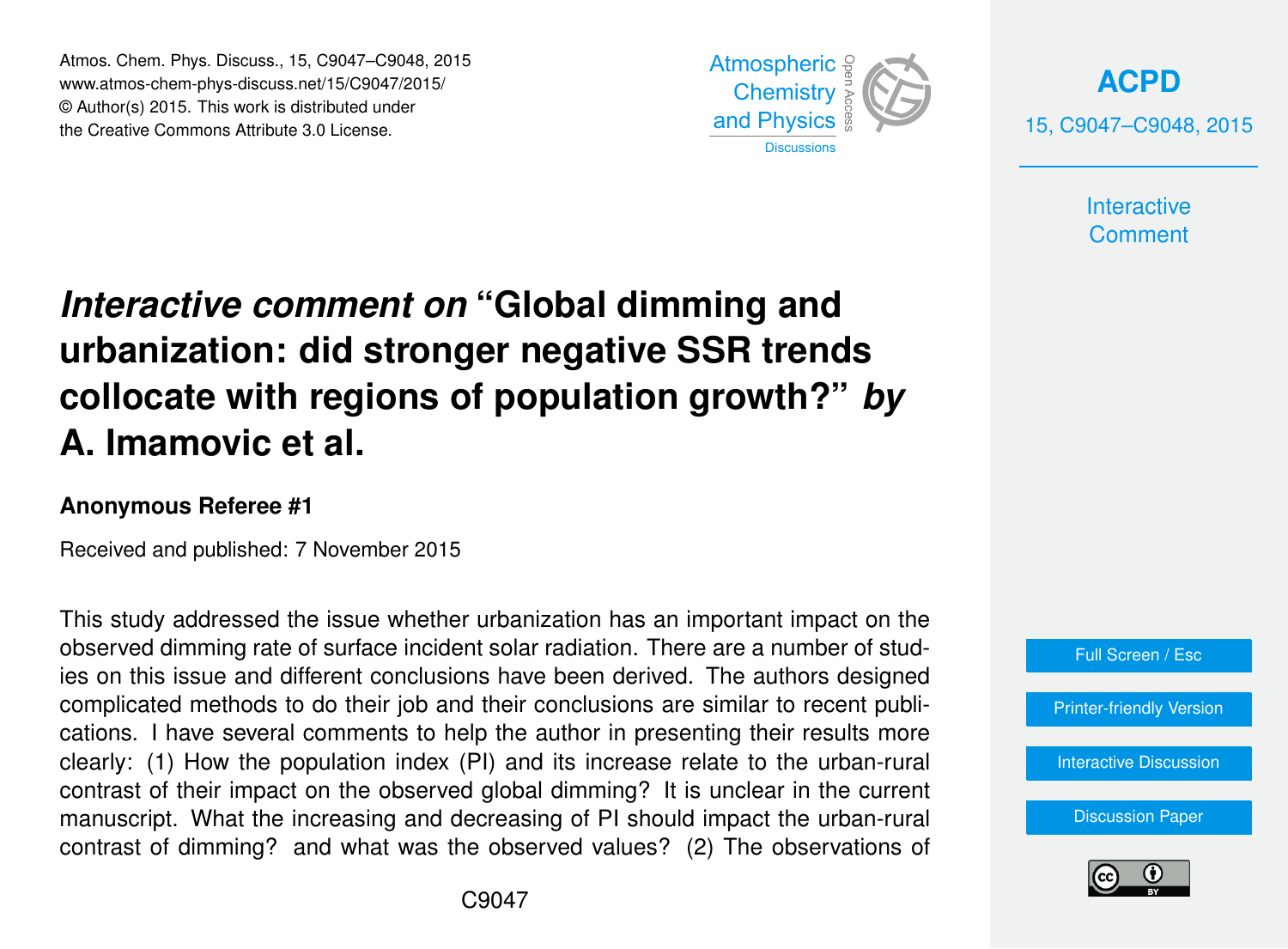# *Interactive comment on* "Global dimming and urbanization: did stronger negative SSR trends collocate with regions of population growth?" *by* A. Imamovic et al.

### Anonymous Referee #1

Received and published: 7 November 2015

This study addressed the issue whether urbanization has an important impact on the observed dimming rate of surface incident solar radiation. There are a number of studies on this issue and different conclusions have been derived. The authors designed complicated methods to do their job and their conclusions are similar to recent publications. I have several comments to help the author in presenting their results more clearly: (1) How the population index (PI) and its increase relate to the urban-rural contrast of their impact on the observed global dimming? It is unclear in the current manuscript. What the increasing and decreasing of PI should impact the urban-rural contrast of dimming? and what was the observed values? (2) The observations of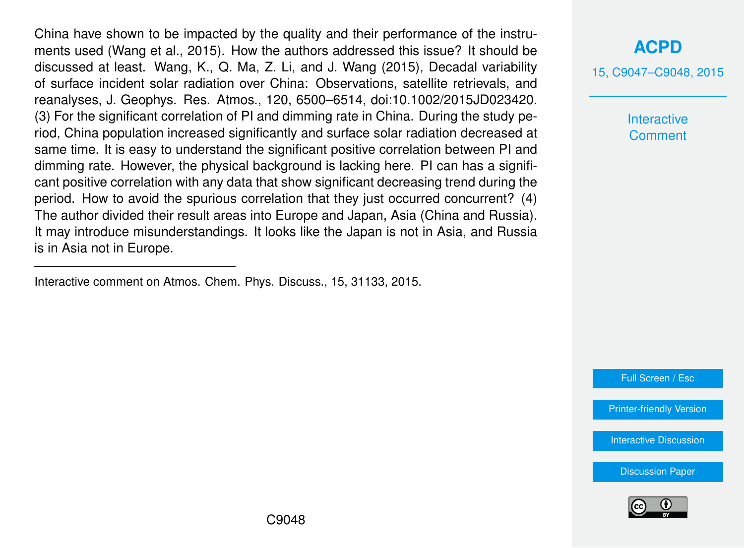China have shown to be impacted by the quality and their performance of the instruments used (Wang et al., 2015). How the authors addressed this issue? It should be discussed at least. Wang, K., Q. Ma, Z. Li, and J. Wang (2015), Decadal variability of surface incident solar radiation over China: Observations, satellite retrievals, and reanalyses, J. Geophys. Res. Atmos., 120, 6500–6514, doi:10.1002/2015JD023420. (3) For the significant correlation of PI and dimming rate in China. During the study period, China population increased significantly and surface solar radiation decreased at same time. It is easy to understand the significant positive correlation between PI and dimming rate. However, the physical background is lacking here. PI can has a significant positive correlation with any data that show significant decreasing trend during the period. How to avoid the spurious correlation that they just occurred concurrent? (4) The author divided their result areas into Europe and Japan, Asia (China and Russia). It may introduce misunderstandings. It looks like the Japan is not in Asia, and Russia is in Asia not in Europe.

---

Interactive comment on Atmos. Chem. Phys. Discuss., 15, 31133, 2015.